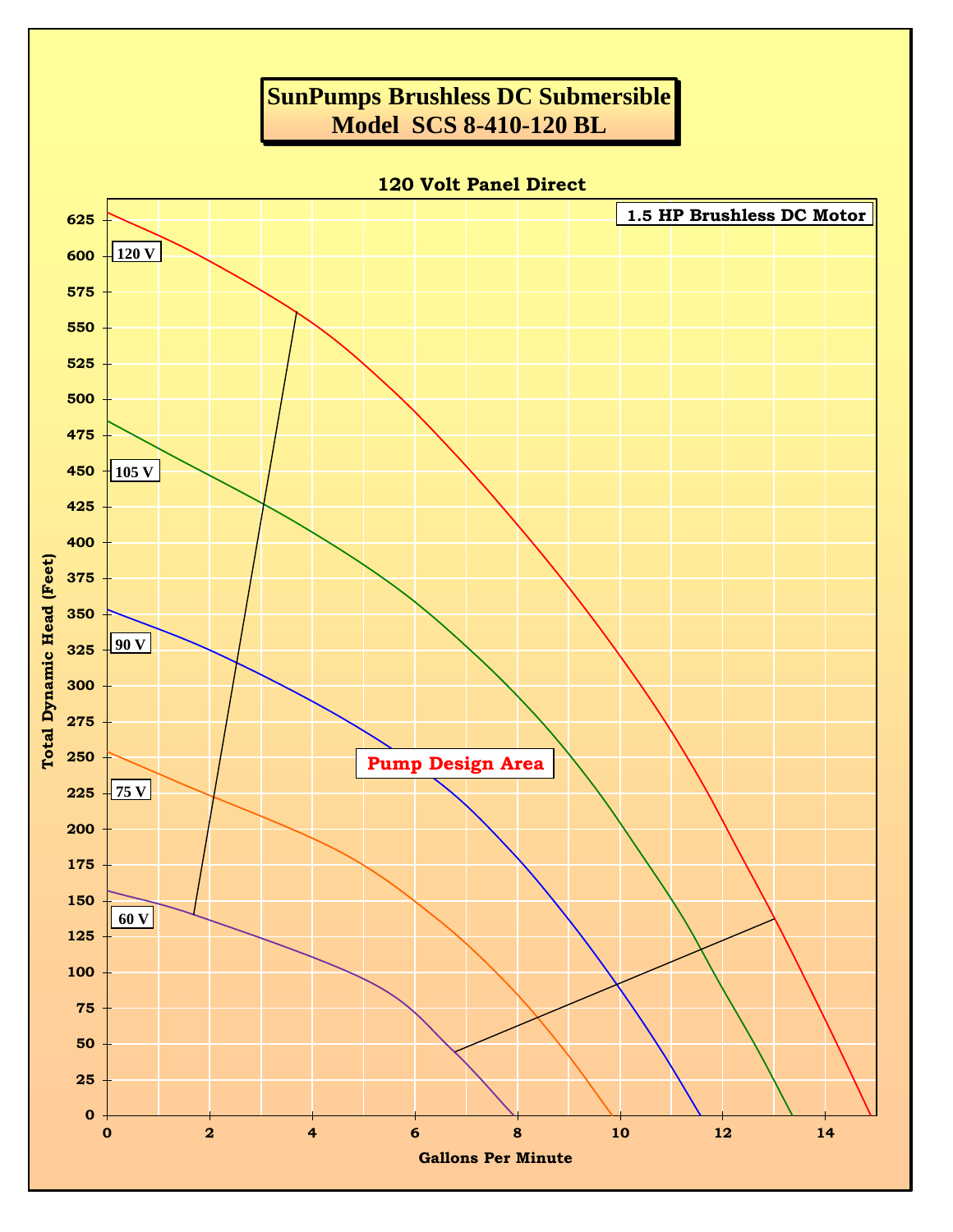# SunPumps Brushless DC Submersible
# Model SCS 8-410-120 BL

## 120 Volt Panel Direct

**1.5 HP Brushless DC Motor**

Total Dynamic Head (Feet)

Gallons Per Minute

120 V

105 V

90 V

75 V

60 V

**Pump Design Area**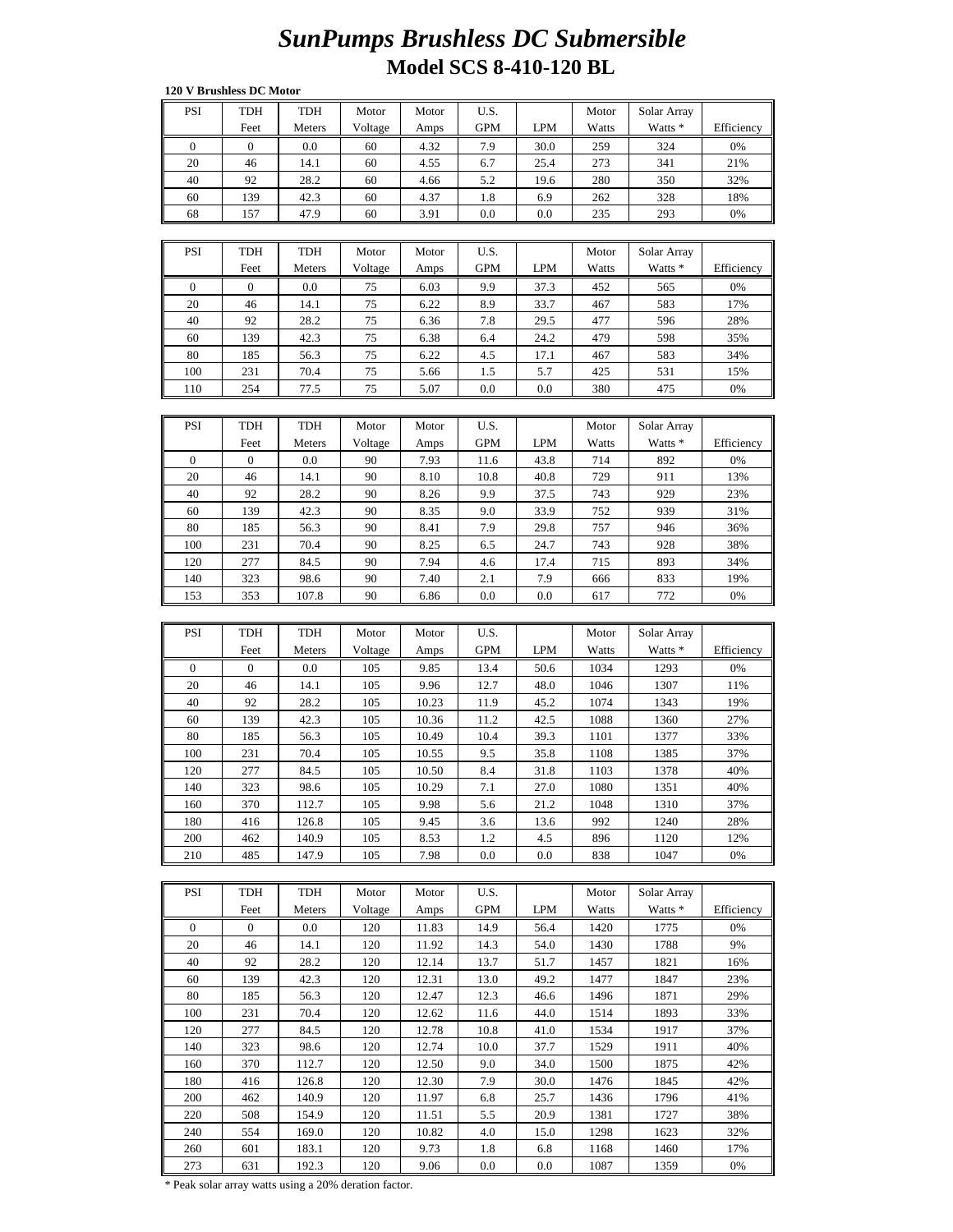# *SunPumps Brushless DC Submersible*

## Model SCS 8-410-120 BL

**120 V Brushless DC Motor**

| PSI | TDH Feet | TDH Meters | Motor Voltage | Motor Amps | U.S. GPM | LPM | Motor Watts | Solar Array Watts * | Efficiency |
|---|---|---|---|---|---|---|---|---|---|
| 0 | 0 | 0.0 | 60 | 4.32 | 7.9 | 30.0 | 259 | 324 | 0% |
| 20 | 46 | 14.1 | 60 | 4.55 | 6.7 | 25.4 | 273 | 341 | 21% |
| 40 | 92 | 28.2 | 60 | 4.66 | 5.2 | 19.6 | 280 | 350 | 32% |
| 60 | 139 | 42.3 | 60 | 4.37 | 1.8 | 6.9 | 262 | 328 | 18% |
| 68 | 157 | 47.9 | 60 | 3.91 | 0.0 | 0.0 | 235 | 293 | 0% |

| PSI | TDH Feet | TDH Meters | Motor Voltage | Motor Amps | U.S. GPM | LPM | Motor Watts | Solar Array Watts * | Efficiency |
|---|---|---|---|---|---|---|---|---|---|
| 0 | 0 | 0.0 | 75 | 6.03 | 9.9 | 37.3 | 452 | 565 | 0% |
| 20 | 46 | 14.1 | 75 | 6.22 | 8.9 | 33.7 | 467 | 583 | 17% |
| 40 | 92 | 28.2 | 75 | 6.36 | 7.8 | 29.5 | 477 | 596 | 28% |
| 60 | 139 | 42.3 | 75 | 6.38 | 6.4 | 24.2 | 479 | 598 | 35% |
| 80 | 185 | 56.3 | 75 | 6.22 | 4.5 | 17.1 | 467 | 583 | 34% |
| 100 | 231 | 70.4 | 75 | 5.66 | 1.5 | 5.7 | 425 | 531 | 15% |
| 110 | 254 | 77.5 | 75 | 5.07 | 0.0 | 0.0 | 380 | 475 | 0% |

| PSI | TDH Feet | TDH Meters | Motor Voltage | Motor Amps | U.S. GPM | LPM | Motor Watts | Solar Array Watts * | Efficiency |
|---|---|---|---|---|---|---|---|---|---|
| 0 | 0 | 0.0 | 90 | 7.93 | 11.6 | 43.8 | 714 | 892 | 0% |
| 20 | 46 | 14.1 | 90 | 8.10 | 10.8 | 40.8 | 729 | 911 | 13% |
| 40 | 92 | 28.2 | 90 | 8.26 | 9.9 | 37.5 | 743 | 929 | 23% |
| 60 | 139 | 42.3 | 90 | 8.35 | 9.0 | 33.9 | 752 | 939 | 31% |
| 80 | 185 | 56.3 | 90 | 8.41 | 7.9 | 29.8 | 757 | 946 | 36% |
| 100 | 231 | 70.4 | 90 | 8.25 | 6.5 | 24.7 | 743 | 928 | 38% |
| 120 | 277 | 84.5 | 90 | 7.94 | 4.6 | 17.4 | 715 | 893 | 34% |
| 140 | 323 | 98.6 | 90 | 7.40 | 2.1 | 7.9 | 666 | 833 | 19% |
| 153 | 353 | 107.8 | 90 | 6.86 | 0.0 | 0.0 | 617 | 772 | 0% |

| PSI | TDH Feet | TDH Meters | Motor Voltage | Motor Amps | U.S. GPM | LPM | Motor Watts | Solar Array Watts * | Efficiency |
|---|---|---|---|---|---|---|---|---|---|
| 0 | 0 | 0.0 | 105 | 9.85 | 13.4 | 50.6 | 1034 | 1293 | 0% |
| 20 | 46 | 14.1 | 105 | 9.96 | 12.7 | 48.0 | 1046 | 1307 | 11% |
| 40 | 92 | 28.2 | 105 | 10.23 | 11.9 | 45.2 | 1074 | 1343 | 19% |
| 60 | 139 | 42.3 | 105 | 10.36 | 11.2 | 42.5 | 1088 | 1360 | 27% |
| 80 | 185 | 56.3 | 105 | 10.49 | 10.4 | 39.3 | 1101 | 1377 | 33% |
| 100 | 231 | 70.4 | 105 | 10.55 | 9.5 | 35.8 | 1108 | 1385 | 37% |
| 120 | 277 | 84.5 | 105 | 10.50 | 8.4 | 31.8 | 1103 | 1378 | 40% |
| 140 | 323 | 98.6 | 105 | 10.29 | 7.1 | 27.0 | 1080 | 1351 | 40% |
| 160 | 370 | 112.7 | 105 | 9.98 | 5.6 | 21.2 | 1048 | 1310 | 37% |
| 180 | 416 | 126.8 | 105 | 9.45 | 3.6 | 13.6 | 992 | 1240 | 28% |
| 200 | 462 | 140.9 | 105 | 8.53 | 1.2 | 4.5 | 896 | 1120 | 12% |
| 210 | 485 | 147.9 | 105 | 7.98 | 0.0 | 0.0 | 838 | 1047 | 0% |

| PSI | TDH Feet | TDH Meters | Motor Voltage | Motor Amps | U.S. GPM | LPM | Motor Watts | Solar Array Watts * | Efficiency |
|---|---|---|---|---|---|---|---|---|---|
| 0 | 0 | 0.0 | 120 | 11.83 | 14.9 | 56.4 | 1420 | 1775 | 0% |
| 20 | 46 | 14.1 | 120 | 11.92 | 14.3 | 54.0 | 1430 | 1788 | 9% |
| 40 | 92 | 28.2 | 120 | 12.14 | 13.7 | 51.7 | 1457 | 1821 | 16% |
| 60 | 139 | 42.3 | 120 | 12.31 | 13.0 | 49.2 | 1477 | 1847 | 23% |
| 80 | 185 | 56.3 | 120 | 12.47 | 12.3 | 46.6 | 1496 | 1871 | 29% |
| 100 | 231 | 70.4 | 120 | 12.62 | 11.6 | 44.0 | 1514 | 1893 | 33% |
| 120 | 277 | 84.5 | 120 | 12.78 | 10.8 | 41.0 | 1534 | 1917 | 37% |
| 140 | 323 | 98.6 | 120 | 12.74 | 10.0 | 37.7 | 1529 | 1911 | 40% |
| 160 | 370 | 112.7 | 120 | 12.50 | 9.0 | 34.0 | 1500 | 1875 | 42% |
| 180 | 416 | 126.8 | 120 | 12.30 | 7.9 | 30.0 | 1476 | 1845 | 42% |
| 200 | 462 | 140.9 | 120 | 11.97 | 6.8 | 25.7 | 1436 | 1796 | 41% |
| 220 | 508 | 154.9 | 120 | 11.51 | 5.5 | 20.9 | 1381 | 1727 | 38% |
| 240 | 554 | 169.0 | 120 | 10.82 | 4.0 | 15.0 | 1298 | 1623 | 32% |
| 260 | 601 | 183.1 | 120 | 9.73 | 1.8 | 6.8 | 1168 | 1460 | 17% |
| 273 | 631 | 192.3 | 120 | 9.06 | 0.0 | 0.0 | 1087 | 1359 | 0% |

\* Peak solar array watts using a 20% deration factor.